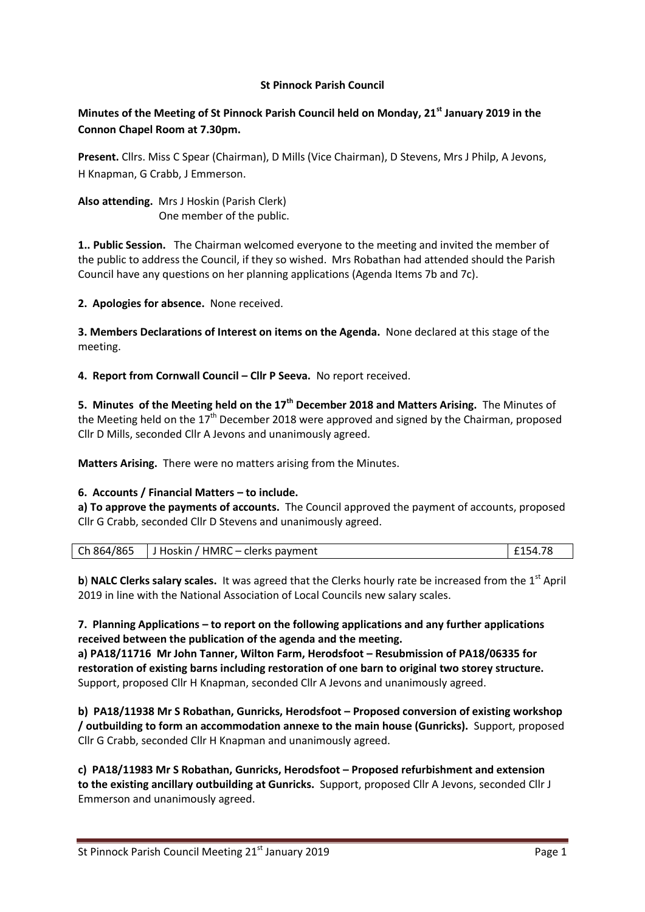**St Pinnock Parish Council**

**Minutes of the Meeting of St Pinnock Parish Council held on Monday, 21st January 2019 in the Connon Chapel Room at 7.30pm.**

**Present.** Cllrs. Miss C Spear (Chairman), D Mills (Vice Chairman), D Stevens, Mrs J Philp, A Jevons, H Knapman, G Crabb, J Emmerson.

**Also attending.** Mrs J Hoskin (Parish Clerk)
One member of the public.

**1.. Public Session.** The Chairman welcomed everyone to the meeting and invited the member of the public to address the Council, if they so wished. Mrs Robathan had attended should the Parish Council have any questions on her planning applications (Agenda Items 7b and 7c).

**2. Apologies for absence.** None received.

**3. Members Declarations of Interest on items on the Agenda.** None declared at this stage of the meeting.

**4. Report from Cornwall Council – Cllr P Seeva.** No report received.

**5. Minutes of the Meeting held on the 17th December 2018 and Matters Arising.** The Minutes of the Meeting held on the 17th December 2018 were approved and signed by the Chairman, proposed Cllr D Mills, seconded Cllr A Jevons and unanimously agreed.

**Matters Arising.** There were no matters arising from the Minutes.

**6. Accounts / Financial Matters – to include.**

**a) To approve the payments of accounts.** The Council approved the payment of accounts, proposed Cllr G Crabb, seconded Cllr D Stevens and unanimously agreed.

| Ch 864/865 | J Hoskin / HMRC – clerks payment | £154.78 |
|---|---|---|

**b**) **NALC Clerks salary scales.** It was agreed that the Clerks hourly rate be increased from the 1st April 2019 in line with the National Association of Local Councils new salary scales.

**7. Planning Applications – to report on the following applications and any further applications received between the publication of the agenda and the meeting.**

**a) PA18/11716 Mr John Tanner, Wilton Farm, Herodsfoot – Resubmission of PA18/06335 for restoration of existing barns including restoration of one barn to original two storey structure.** Support, proposed Cllr H Knapman, seconded Cllr A Jevons and unanimously agreed.

**b) PA18/11938 Mr S Robathan, Gunricks, Herodsfoot – Proposed conversion of existing workshop / outbuilding to form an accommodation annexe to the main house (Gunricks).** Support, proposed Cllr G Crabb, seconded Cllr H Knapman and unanimously agreed.

**c) PA18/11983 Mr S Robathan, Gunricks, Herodsfoot – Proposed refurbishment and extension to the existing ancillary outbuilding at Gunricks.** Support, proposed Cllr A Jevons, seconded Cllr J Emmerson and unanimously agreed.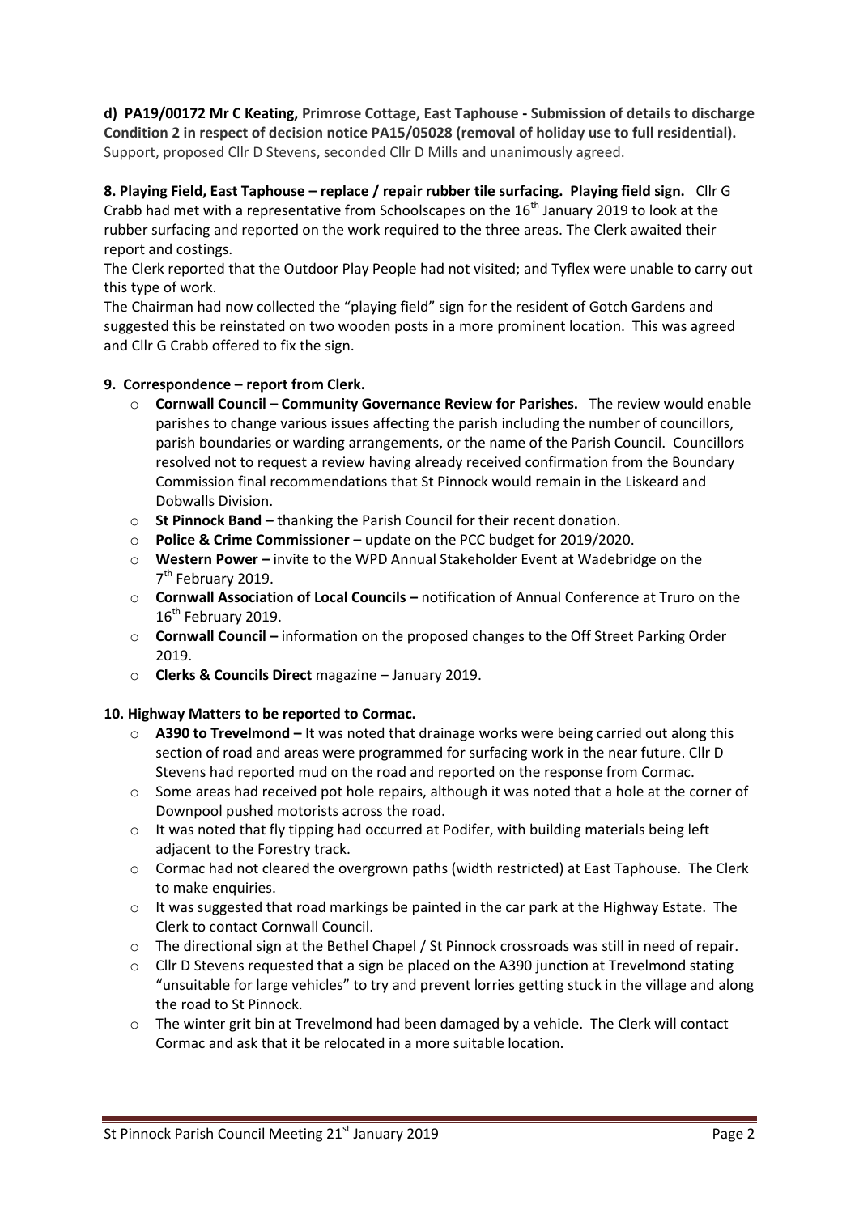**d) PA19/00172 Mr C Keating, Primrose Cottage, East Taphouse - Submission of details to discharge Condition 2 in respect of decision notice PA15/05028 (removal of holiday use to full residential).**
Support, proposed Cllr D Stevens, seconded Cllr D Mills and unanimously agreed.

**8. Playing Field, East Taphouse – replace / repair rubber tile surfacing. Playing field sign.** Cllr G Crabb had met with a representative from Schoolscapes on the 16th January 2019 to look at the rubber surfacing and reported on the work required to the three areas. The Clerk awaited their report and costings.

The Clerk reported that the Outdoor Play People had not visited; and Tyflex were unable to carry out this type of work.

The Chairman had now collected the "playing field" sign for the resident of Gotch Gardens and suggested this be reinstated on two wooden posts in a more prominent location. This was agreed and Cllr G Crabb offered to fix the sign.

**9. Correspondence – report from Clerk.**

- **Cornwall Council – Community Governance Review for Parishes.** The review would enable parishes to change various issues affecting the parish including the number of councillors, parish boundaries or warding arrangements, or the name of the Parish Council. Councillors resolved not to request a review having already received confirmation from the Boundary Commission final recommendations that St Pinnock would remain in the Liskeard and Dobwalls Division.
- **St Pinnock Band –** thanking the Parish Council for their recent donation.
- **Police & Crime Commissioner –** update on the PCC budget for 2019/2020.
- **Western Power –** invite to the WPD Annual Stakeholder Event at Wadebridge on the 7th February 2019.
- **Cornwall Association of Local Councils –** notification of Annual Conference at Truro on the 16th February 2019.
- **Cornwall Council –** information on the proposed changes to the Off Street Parking Order 2019.
- **Clerks & Councils Direct** magazine – January 2019.

**10. Highway Matters to be reported to Cormac.**

- **A390 to Trevelmond –** It was noted that drainage works were being carried out along this section of road and areas were programmed for surfacing work in the near future. Cllr D Stevens had reported mud on the road and reported on the response from Cormac.
- Some areas had received pot hole repairs, although it was noted that a hole at the corner of Downpool pushed motorists across the road.
- It was noted that fly tipping had occurred at Podifer, with building materials being left adjacent to the Forestry track.
- Cormac had not cleared the overgrown paths (width restricted) at East Taphouse. The Clerk to make enquiries.
- It was suggested that road markings be painted in the car park at the Highway Estate. The Clerk to contact Cornwall Council.
- The directional sign at the Bethel Chapel / St Pinnock crossroads was still in need of repair.
- Cllr D Stevens requested that a sign be placed on the A390 junction at Trevelmond stating "unsuitable for large vehicles" to try and prevent lorries getting stuck in the village and along the road to St Pinnock.
- The winter grit bin at Trevelmond had been damaged by a vehicle. The Clerk will contact Cormac and ask that it be relocated in a more suitable location.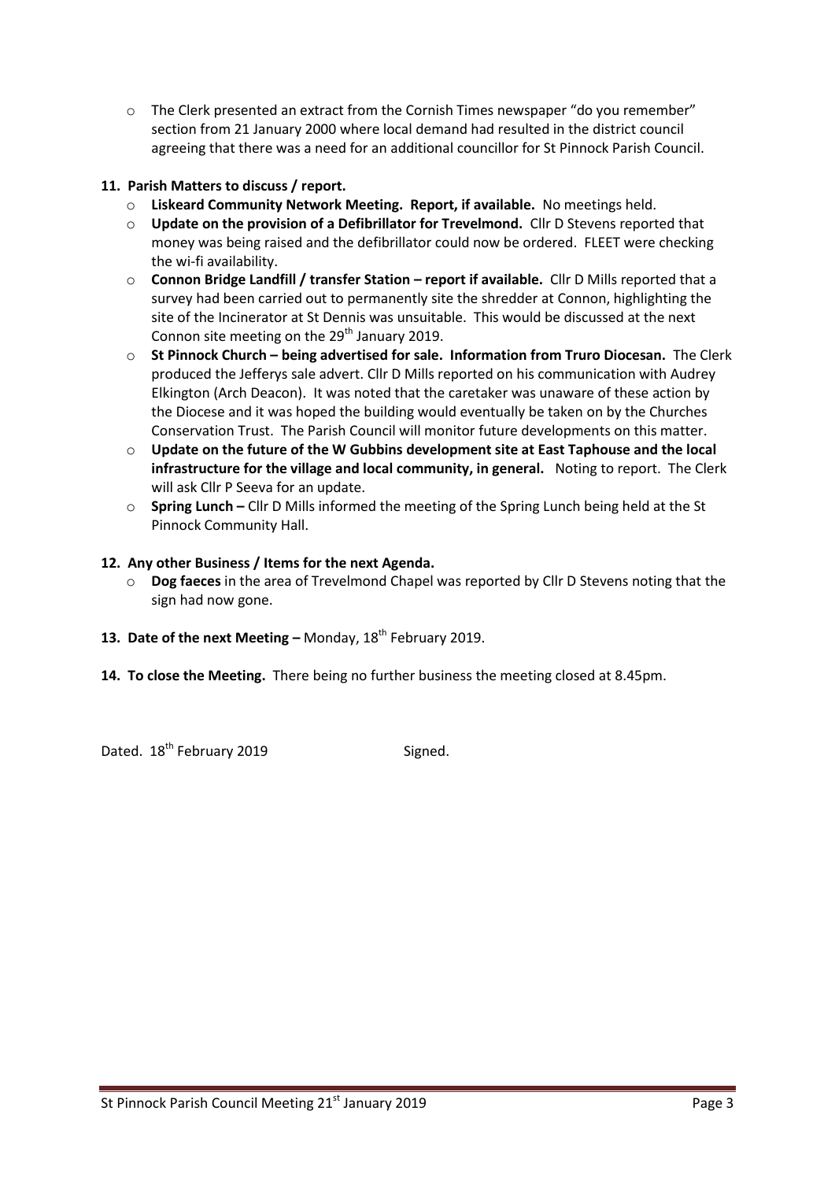- The Clerk presented an extract from the Cornish Times newspaper "do you remember" section from 21 January 2000 where local demand had resulted in the district council agreeing that there was a need for an additional councillor for St Pinnock Parish Council.

**11. Parish Matters to discuss / report.**

- **Liskeard Community Network Meeting. Report, if available.** No meetings held.
- **Update on the provision of a Defibrillator for Trevelmond.** Cllr D Stevens reported that money was being raised and the defibrillator could now be ordered. FLEET were checking the wi-fi availability.
- **Connon Bridge Landfill / transfer Station – report if available.** Cllr D Mills reported that a survey had been carried out to permanently site the shredder at Connon, highlighting the site of the Incinerator at St Dennis was unsuitable. This would be discussed at the next Connon site meeting on the 29th January 2019.
- **St Pinnock Church – being advertised for sale. Information from Truro Diocesan.** The Clerk produced the Jefferys sale advert. Cllr D Mills reported on his communication with Audrey Elkington (Arch Deacon). It was noted that the caretaker was unaware of these action by the Diocese and it was hoped the building would eventually be taken on by the Churches Conservation Trust. The Parish Council will monitor future developments on this matter.
- **Update on the future of the W Gubbins development site at East Taphouse and the local infrastructure for the village and local community, in general.** Noting to report. The Clerk will ask Cllr P Seeva for an update.
- **Spring Lunch –** Cllr D Mills informed the meeting of the Spring Lunch being held at the St Pinnock Community Hall.

**12. Any other Business / Items for the next Agenda.**

- **Dog faeces** in the area of Trevelmond Chapel was reported by Cllr D Stevens noting that the sign had now gone.

**13. Date of the next Meeting –** Monday, 18th February 2019.

**14. To close the Meeting.** There being no further business the meeting closed at 8.45pm.

Dated. 18th February 2019 Signed.